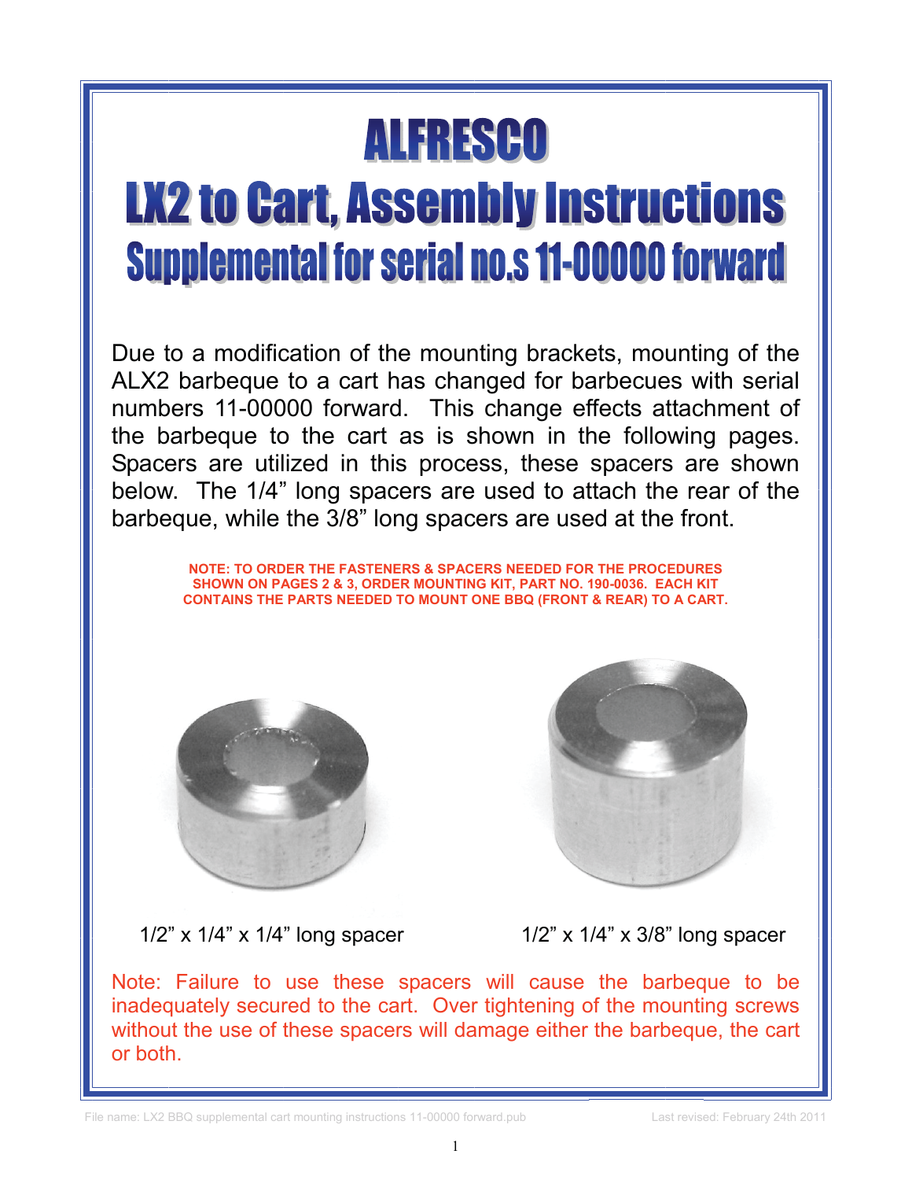# ALFRESCO

# LX2 to Cart, Assembly Instructions

## Supplemental for serial no.s 11-00000 forward

Due to a modification of the mounting brackets, mounting of the ALX2 barbeque to a cart has changed for barbecues with serial numbers 11-00000 forward. This change effects attachment of the barbeque to the cart as is shown in the following pages. Spacers are utilized in this process, these spacers are shown below. The 1/4" long spacers are used to attach the rear of the barbeque, while the 3/8" long spacers are used at the front.

**NOTE: TO ORDER THE FASTENERS & SPACERS NEEDED FOR THE PROCEDURES SHOWN ON PAGES 2 & 3, ORDER MOUNTING KIT, PART NO. 190-0036. EACH KIT CONTAINS THE PARTS NEEDED TO MOUNT ONE BBQ (FRONT & REAR) TO A CART.**

1/2" x 1/4" x 1/4" long spacer

1/2" x 1/4" x 3/8" long spacer

Note: Failure to use these spacers will cause the barbeque to be inadequately secured to the cart. Over tightening of the mounting screws without the use of these spacers will damage either the barbeque, the cart or both.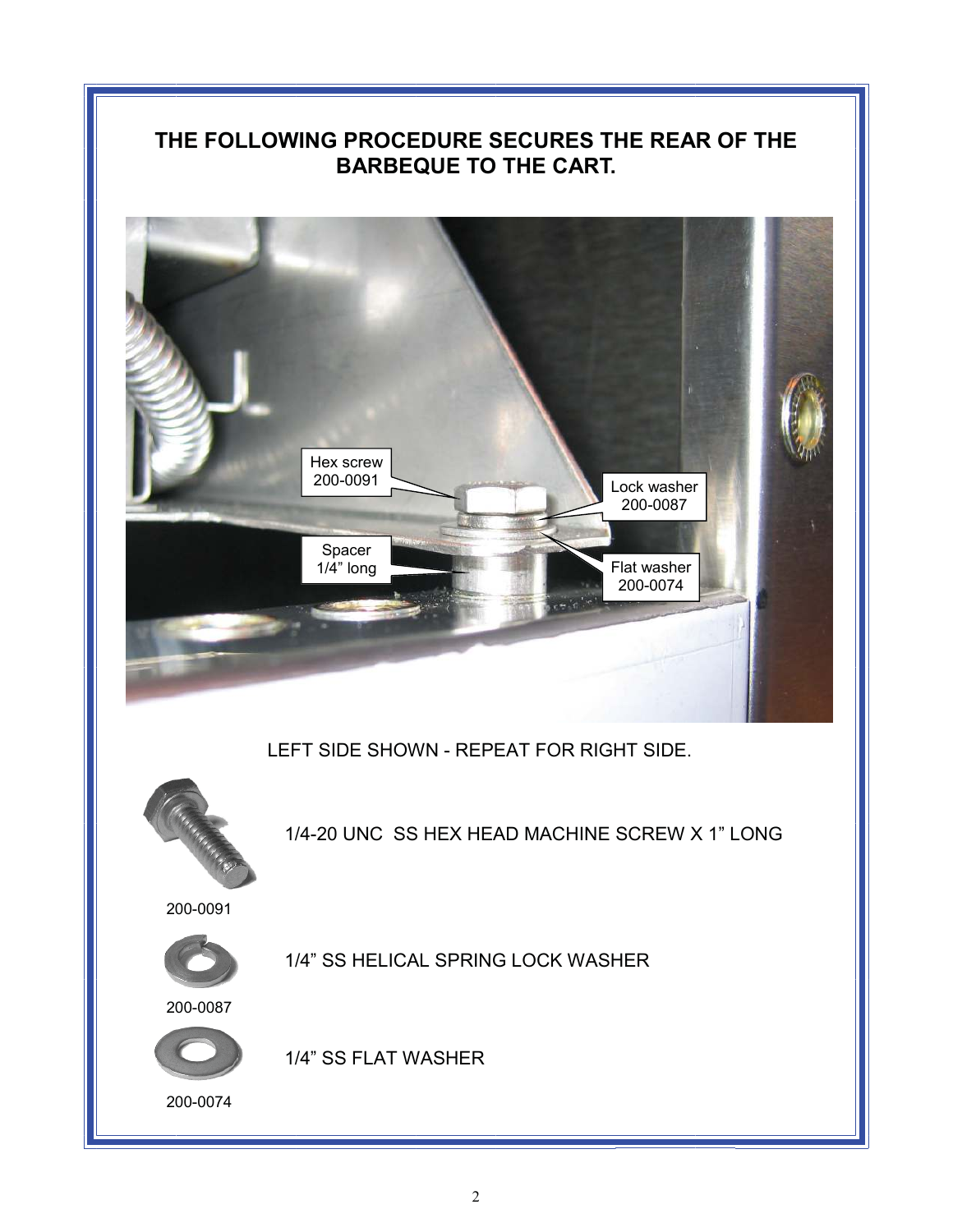## THE FOLLOWING PROCEDURE SECURES THE REAR OF THE BARBEQUE TO THE CART.

Hex screw 200-0091

Lock washer 200-0087

Spacer 1/4" long

Flat washer 200-0074

LEFT SIDE SHOWN - REPEAT FOR RIGHT SIDE.

200-0091 — 1/4-20 UNC SS HEX HEAD MACHINE SCREW X 1" LONG

200-0087 — 1/4" SS HELICAL SPRING LOCK WASHER

200-0074 — 1/4" SS FLAT WASHER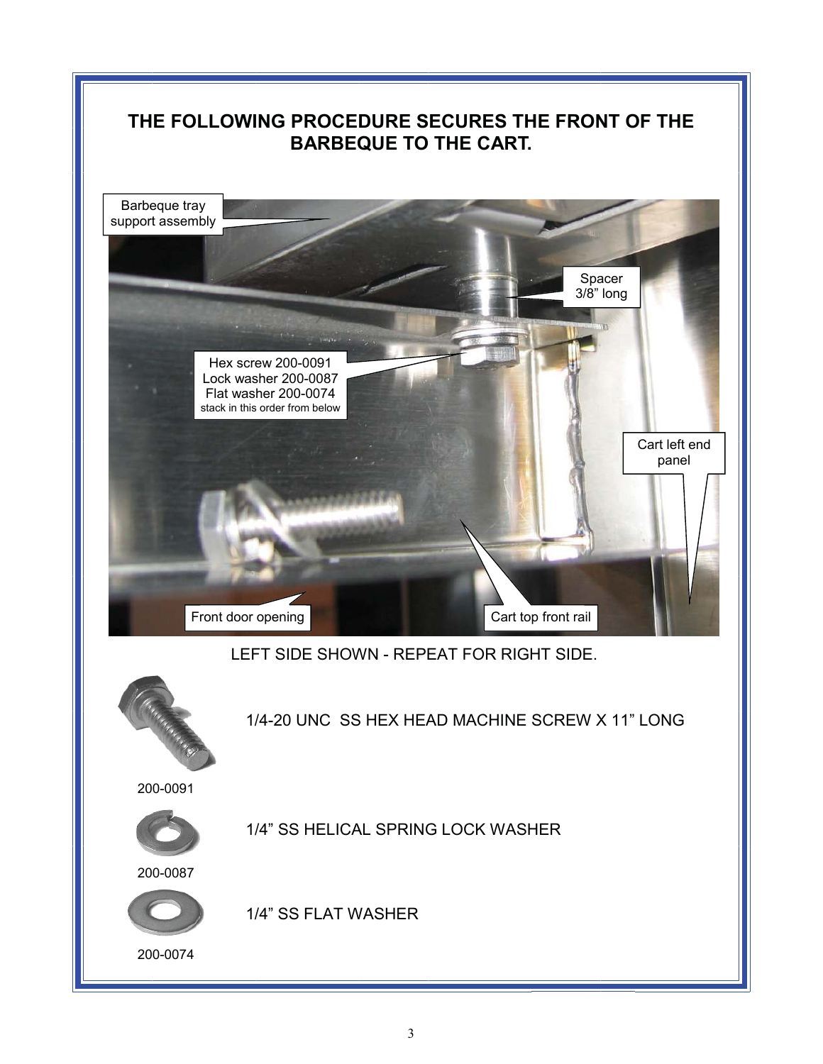## THE FOLLOWING PROCEDURE SECURES THE FRONT OF THE BARBEQUE TO THE CART.

Barbeque tray support assembly

Spacer 3/8” long

Hex screw 200-0091
Lock washer 200-0087
Flat washer 200-0074
stack in this order from below

Cart left end panel

Front door opening

Cart top front rail

LEFT SIDE SHOWN - REPEAT FOR RIGHT SIDE.

200-0091 — 1/4-20 UNC SS HEX HEAD MACHINE SCREW X 11” LONG

200-0087 — 1/4” SS HELICAL SPRING LOCK WASHER

200-0074 — 1/4” SS FLAT WASHER